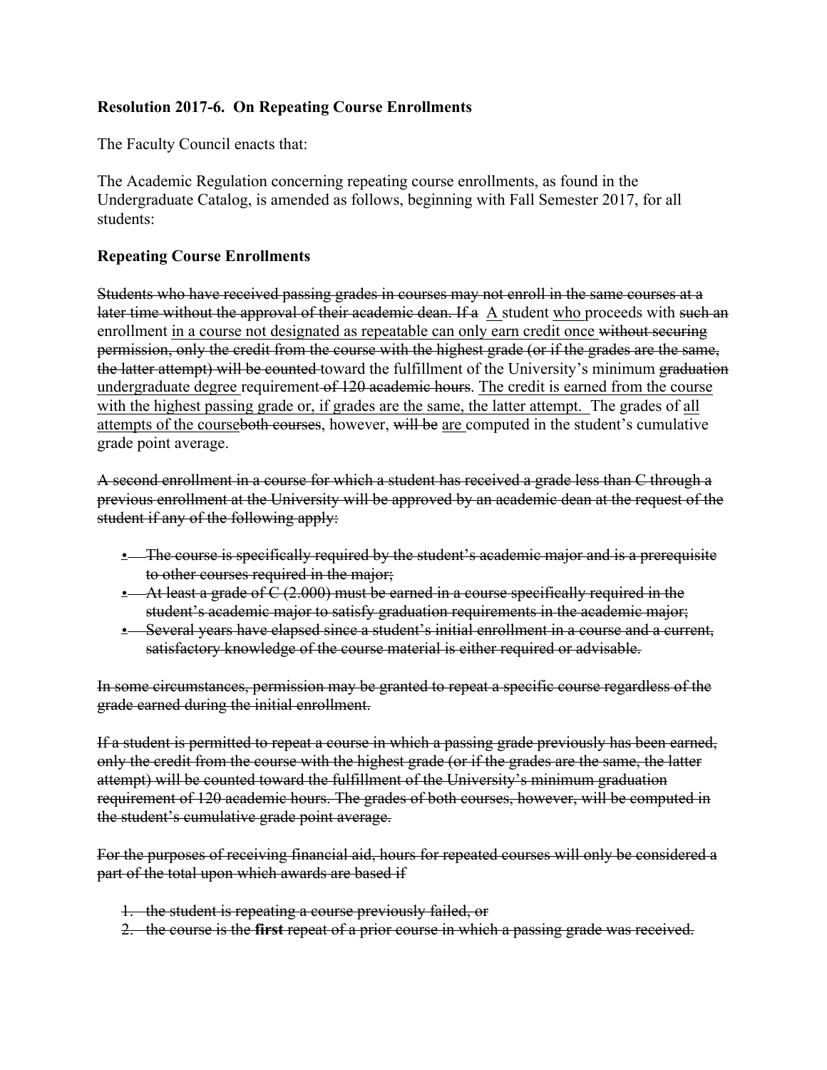**Resolution 2017-6. On Repeating Course Enrollments**

The Faculty Council enacts that:

The Academic Regulation concerning repeating course enrollments, as found in the Undergraduate Catalog, is amended as follows, beginning with Fall Semester 2017, for all students:

**Repeating Course Enrollments**

~~Students who have received passing grades in courses may not enroll in the same courses at a later time without the approval of their academic dean. If a~~ <u>A</u> student <u>who</u> proceeds with ~~such an~~ enrollment <u>in a course not designated as repeatable can only earn credit once</u> ~~without securing permission, only the credit from the course with the highest grade (or if the grades are the same, the latter attempt) will be counted~~ toward the fulfillment of the University's minimum ~~graduation~~ <u>undergraduate degree</u> requirement ~~of 120 academic hours~~. <u>The credit is earned from the course with the highest passing grade or, if grades are the same, the latter attempt.</u> The grades of <u>all attempts of the course</u>~~both courses~~, however, ~~will be~~ <u>are</u> computed in the student's cumulative grade point average.

~~A second enrollment in a course for which a student has received a grade less than C through a previous enrollment at the University will be approved by an academic dean at the request of the student if any of the following apply:~~

- ~~The course is specifically required by the student's academic major and is a prerequisite to other courses required in the major;~~
- ~~At least a grade of C (2.000) must be earned in a course specifically required in the student's academic major to satisfy graduation requirements in the academic major;~~
- ~~Several years have elapsed since a student's initial enrollment in a course and a current, satisfactory knowledge of the course material is either required or advisable.~~

~~In some circumstances, permission may be granted to repeat a specific course regardless of the grade earned during the initial enrollment.~~

~~If a student is permitted to repeat a course in which a passing grade previously has been earned, only the credit from the course with the highest grade (or if the grades are the same, the latter attempt) will be counted toward the fulfillment of the University's minimum graduation requirement of 120 academic hours. The grades of both courses, however, will be computed in the student's cumulative grade point average.~~

~~For the purposes of receiving financial aid, hours for repeated courses will only be considered a part of the total upon which awards are based if~~

1. ~~the student is repeating a course previously failed, or~~
2. ~~the course is the **first** repeat of a prior course in which a passing grade was received.~~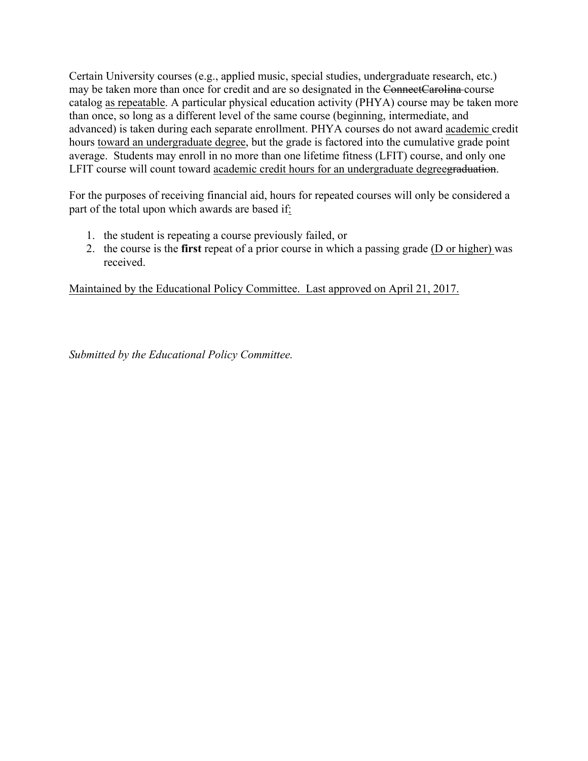Certain University courses (e.g., applied music, special studies, undergraduate research, etc.) may be taken more than once for credit and are so designated in the ~~ConnectCarolina~~ course catalog <u>as repeatable</u>. A particular physical education activity (PHYA) course may be taken more than once, so long as a different level of the same course (beginning, intermediate, and advanced) is taken during each separate enrollment. PHYA courses do not award <u>academic</u> credit hours <u>toward an undergraduate degree</u>, but the grade is factored into the cumulative grade point average. Students may enroll in no more than one lifetime fitness (LFIT) course, and only one LFIT course will count toward <u>academic credit hours for an undergraduate degree</u>~~graduation~~.

For the purposes of receiving financial aid, hours for repeated courses will only be considered a part of the total upon which awards are based if<u>:</u>

1. the student is repeating a course previously failed, or
2. the course is the **first** repeat of a prior course in which a passing grade <u>(D or higher)</u> was received.

<u>Maintained by the Educational Policy Committee. Last approved on April 21, 2017.</u>

*Submitted by the Educational Policy Committee.*